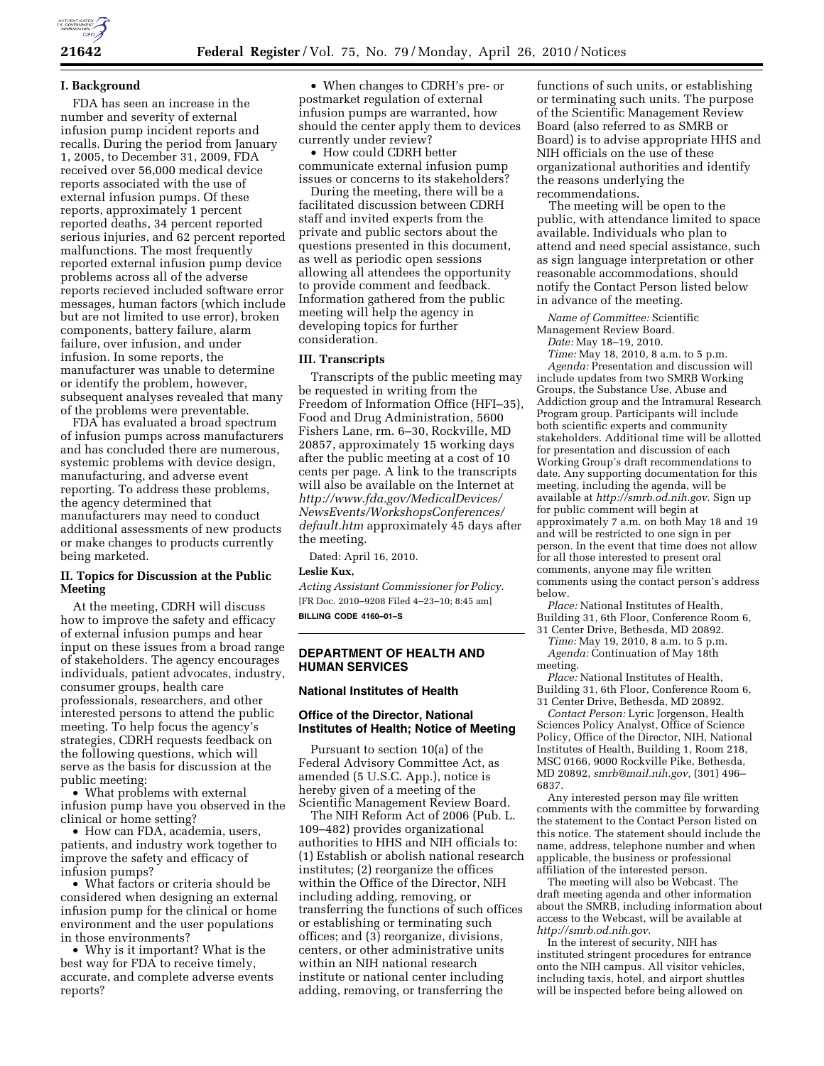## I. Background

FDA has seen an increase in the number and severity of external infusion pump incident reports and recalls. During the period from January 1, 2005, to December 31, 2009, FDA received over 56,000 medical device reports associated with the use of external infusion pumps. Of these reports, approximately 1 percent reported deaths, 34 percent reported serious injuries, and 62 percent reported malfunctions. The most frequently reported external infusion pump device problems across all of the adverse reports recieved included software error messages, human factors (which include but are not limited to use error), broken components, battery failure, alarm failure, over infusion, and under infusion. In some reports, the manufacturer was unable to determine or identify the problem, however, subsequent analyses revealed that many of the problems were preventable.

FDA has evaluated a broad spectrum of infusion pumps across manufacturers and has concluded there are numerous, systemic problems with device design, manufacturing, and adverse event reporting. To address these problems, the agency determined that manufacturers may need to conduct additional assessments of new products or make changes to products currently being marketed.

## II. Topics for Discussion at the Public Meeting

At the meeting, CDRH will discuss how to improve the safety and efficacy of external infusion pumps and hear input on these issues from a broad range of stakeholders. The agency encourages individuals, patient advocates, industry, consumer groups, health care professionals, researchers, and other interested persons to attend the public meeting. To help focus the agency's strategies, CDRH requests feedback on the following questions, which will serve as the basis for discussion at the public meeting:

- What problems with external infusion pump have you observed in the clinical or home setting?
- How can FDA, academia, users, patients, and industry work together to improve the safety and efficacy of infusion pumps?
- What factors or criteria should be considered when designing an external infusion pump for the clinical or home environment and the user populations in those environments?
- Why is it important? What is the best way for FDA to receive timely, accurate, and complete adverse events reports?
- When changes to CDRH's pre- or postmarket regulation of external infusion pumps are warranted, how should the center apply them to devices currently under review?
- How could CDRH better communicate external infusion pump issues or concerns to its stakeholders?

During the meeting, there will be a facilitated discussion between CDRH staff and invited experts from the private and public sectors about the questions presented in this document, as well as periodic open sessions allowing all attendees the opportunity to provide comment and feedback. Information gathered from the public meeting will help the agency in developing topics for further consideration.

## III. Transcripts

Transcripts of the public meeting may be requested in writing from the Freedom of Information Office (HFI–35), Food and Drug Administration, 5600 Fishers Lane, rm. 6–30, Rockville, MD 20857, approximately 15 working days after the public meeting at a cost of 10 cents per page. A link to the transcripts will also be available on the Internet at *http://www.fda.gov/MedicalDevices/NewsEvents/WorkshopsConferences/default.htm* approximately 45 days after the meeting.

Dated: April 16, 2010.

**Leslie Kux,**

*Acting Assistant Commissioner for Policy.*

[FR Doc. 2010–9208 Filed 4–23–10; 8:45 am]

**BILLING CODE 4160–01–S**

## DEPARTMENT OF HEALTH AND HUMAN SERVICES

### National Institutes of Health

### Office of the Director, National Institutes of Health; Notice of Meeting

Pursuant to section 10(a) of the Federal Advisory Committee Act, as amended (5 U.S.C. App.), notice is hereby given of a meeting of the Scientific Management Review Board.

The NIH Reform Act of 2006 (Pub. L. 109–482) provides organizational authorities to HHS and NIH officials to: (1) Establish or abolish national research institutes; (2) reorganize the offices within the Office of the Director, NIH including adding, removing, or transferring the functions of such offices or establishing or terminating such offices; and (3) reorganize, divisions, centers, or other administrative units within an NIH national research institute or national center including adding, removing, or transferring the functions of such units, or establishing or terminating such units. The purpose of the Scientific Management Review Board (also referred to as SMRB or Board) is to advise appropriate HHS and NIH officials on the use of these organizational authorities and identify the reasons underlying the recommendations.

The meeting will be open to the public, with attendance limited to space available. Individuals who plan to attend and need special assistance, such as sign language interpretation or other reasonable accommodations, should notify the Contact Person listed below in advance of the meeting.

*Name of Committee:* Scientific Management Review Board.

*Date:* May 18–19, 2010.

*Time:* May 18, 2010, 8 a.m. to 5 p.m.

*Agenda:* Presentation and discussion will include updates from two SMRB Working Groups, the Substance Use, Abuse and Addiction group and the Intramural Research Program group. Participants will include both scientific experts and community stakeholders. Additional time will be allotted for presentation and discussion of each Working Group's draft recommendations to date. Any supporting documentation for this meeting, including the agenda, will be available at *http://smrb.od.nih.gov*. Sign up for public comment will begin at approximately 7 a.m. on both May 18 and 19 and will be restricted to one sign in per person. In the event that time does not allow for all those interested to present oral comments, anyone may file written comments using the contact person's address below.

*Place:* National Institutes of Health, Building 31, 6th Floor, Conference Room 6, 31 Center Drive, Bethesda, MD 20892.

*Time:* May 19, 2010, 8 a.m. to 5 p.m.

*Agenda:* Continuation of May 18th meeting.

*Place:* National Institutes of Health, Building 31, 6th Floor, Conference Room 6, 31 Center Drive, Bethesda, MD 20892.

*Contact Person:* Lyric Jorgenson, Health Sciences Policy Analyst, Office of Science Policy, Office of the Director, NIH, National Institutes of Health, Building 1, Room 218, MSC 0166, 9000 Rockville Pike, Bethesda, MD 20892, *smrb@mail.nih.gov,* (301) 496–6837.

Any interested person may file written comments with the committee by forwarding the statement to the Contact Person listed on this notice. The statement should include the name, address, telephone number and when applicable, the business or professional affiliation of the interested person.

The meeting will also be Webcast. The draft meeting agenda and other information about the SMRB, including information about access to the Webcast, will be available at *http://smrb.od.nih.gov*.

In the interest of security, NIH has instituted stringent procedures for entrance onto the NIH campus. All visitor vehicles, including taxis, hotel, and airport shuttles will be inspected before being allowed on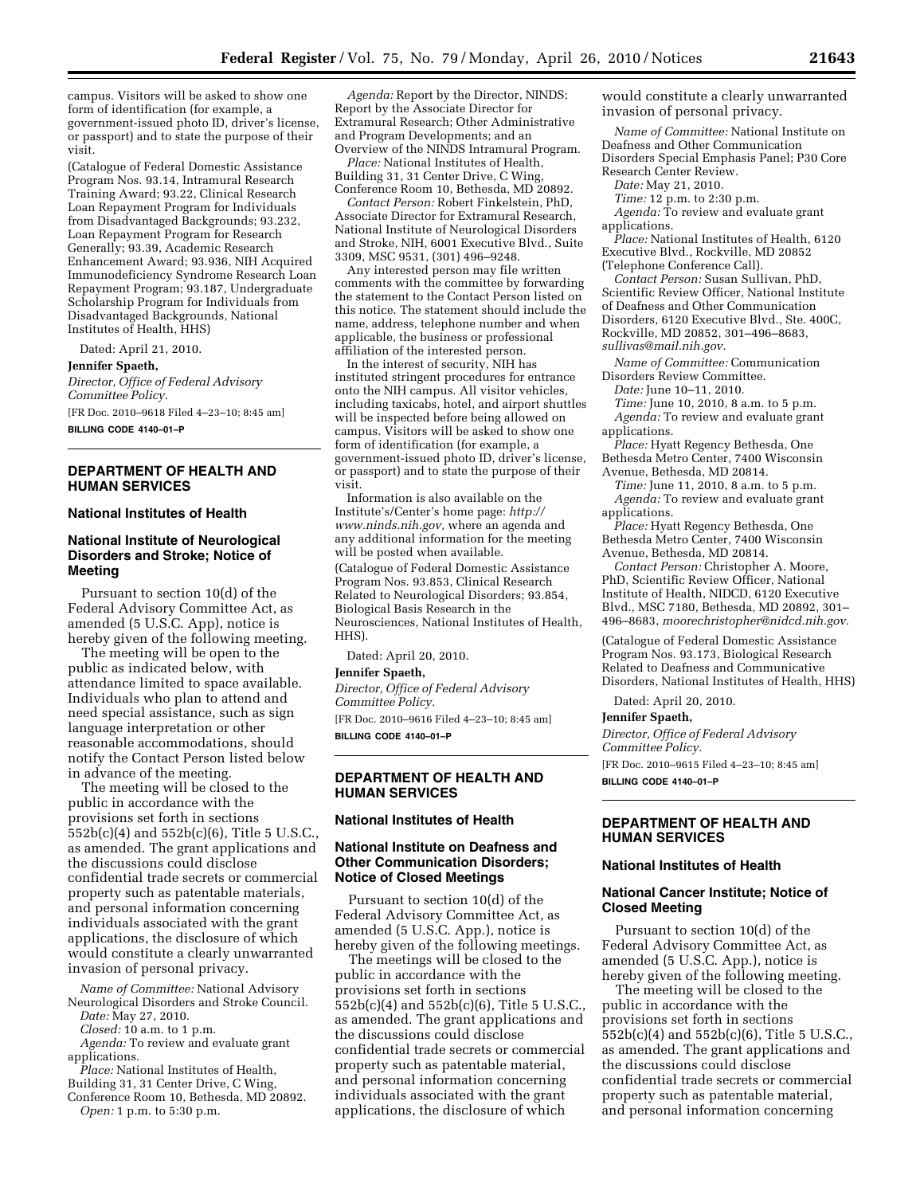campus. Visitors will be asked to show one form of identification (for example, a government-issued photo ID, driver's license, or passport) and to state the purpose of their visit.

(Catalogue of Federal Domestic Assistance Program Nos. 93.14, Intramural Research Training Award; 93.22, Clinical Research Loan Repayment Program for Individuals from Disadvantaged Backgrounds; 93.232, Loan Repayment Program for Research Generally; 93.39, Academic Research Enhancement Award; 93.936, NIH Acquired Immunodeficiency Syndrome Research Loan Repayment Program; 93.187, Undergraduate Scholarship Program for Individuals from Disadvantaged Backgrounds, National Institutes of Health, HHS)

Dated: April 21, 2010.

**Jennifer Spaeth,**

*Director, Office of Federal Advisory Committee Policy.*

[FR Doc. 2010–9618 Filed 4–23–10; 8:45 am]

**BILLING CODE 4140–01–P**

## DEPARTMENT OF HEALTH AND HUMAN SERVICES

### National Institutes of Health

### National Institute of Neurological Disorders and Stroke; Notice of Meeting

Pursuant to section 10(d) of the Federal Advisory Committee Act, as amended (5 U.S.C. App), notice is hereby given of the following meeting.

The meeting will be open to the public as indicated below, with attendance limited to space available. Individuals who plan to attend and need special assistance, such as sign language interpretation or other reasonable accommodations, should notify the Contact Person listed below in advance of the meeting.

The meeting will be closed to the public in accordance with the provisions set forth in sections 552b(c)(4) and 552b(c)(6), Title 5 U.S.C., as amended. The grant applications and the discussions could disclose confidential trade secrets or commercial property such as patentable materials, and personal information concerning individuals associated with the grant applications, the disclosure of which would constitute a clearly unwarranted invasion of personal privacy.

*Name of Committee:* National Advisory Neurological Disorders and Stroke Council.

*Date:* May 27, 2010.

*Closed:* 10 a.m. to 1 p.m.

*Agenda:* To review and evaluate grant applications.

*Place:* National Institutes of Health, Building 31, 31 Center Drive, C Wing, Conference Room 10, Bethesda, MD 20892.

*Open:* 1 p.m. to 5:30 p.m.

*Agenda:* Report by the Director, NINDS; Report by the Associate Director for Extramural Research; Other Administrative and Program Developments; and an Overview of the NINDS Intramural Program.

*Place:* National Institutes of Health, Building 31, 31 Center Drive, C Wing, Conference Room 10, Bethesda, MD 20892.

*Contact Person:* Robert Finkelstein, PhD, Associate Director for Extramural Research, National Institute of Neurological Disorders and Stroke, NIH, 6001 Executive Blvd., Suite 3309, MSC 9531, (301) 496–9248.

Any interested person may file written comments with the committee by forwarding the statement to the Contact Person listed on this notice. The statement should include the name, address, telephone number and when applicable, the business or professional affiliation of the interested person.

In the interest of security, NIH has instituted stringent procedures for entrance onto the NIH campus. All visitor vehicles, including taxicabs, hotel, and airport shuttles will be inspected before being allowed on campus. Visitors will be asked to show one form of identification (for example, a government-issued photo ID, driver's license, or passport) and to state the purpose of their visit.

Information is also available on the Institute's/Center's home page: *http://www.ninds.nih.gov,* where an agenda and any additional information for the meeting will be posted when available.

(Catalogue of Federal Domestic Assistance Program Nos. 93.853, Clinical Research Related to Neurological Disorders; 93.854, Biological Basis Research in the Neurosciences, National Institutes of Health, HHS).

Dated: April 20, 2010.

**Jennifer Spaeth,**

*Director, Office of Federal Advisory Committee Policy.*

[FR Doc. 2010–9616 Filed 4–23–10; 8:45 am]

**BILLING CODE 4140–01–P**

## DEPARTMENT OF HEALTH AND HUMAN SERVICES

### National Institutes of Health

### National Institute on Deafness and Other Communication Disorders; Notice of Closed Meetings

Pursuant to section 10(d) of the Federal Advisory Committee Act, as amended (5 U.S.C. App.), notice is hereby given of the following meetings.

The meetings will be closed to the public in accordance with the provisions set forth in sections 552b(c)(4) and 552b(c)(6), Title 5 U.S.C., as amended. The grant applications and the discussions could disclose confidential trade secrets or commercial property such as patentable material, and personal information concerning individuals associated with the grant applications, the disclosure of which would constitute a clearly unwarranted invasion of personal privacy.

*Name of Committee:* National Institute on Deafness and Other Communication Disorders Special Emphasis Panel; P30 Core Research Center Review.

*Date:* May 21, 2010.

*Time:* 12 p.m. to 2:30 p.m.

*Agenda:* To review and evaluate grant applications.

*Place:* National Institutes of Health, 6120 Executive Blvd., Rockville, MD 20852 (Telephone Conference Call).

*Contact Person:* Susan Sullivan, PhD, Scientific Review Officer, National Institute of Deafness and Other Communication Disorders, 6120 Executive Blvd., Ste. 400C, Rockville, MD 20852, 301–496–8683, *sullivas@mail.nih.gov.*

*Name of Committee:* Communication Disorders Review Committee.

*Date:* June 10–11, 2010.

*Time:* June 10, 2010, 8 a.m. to 5 p.m.

*Agenda:* To review and evaluate grant applications.

*Place:* Hyatt Regency Bethesda, One Bethesda Metro Center, 7400 Wisconsin Avenue, Bethesda, MD 20814.

*Time:* June 11, 2010, 8 a.m. to 5 p.m.

*Agenda:* To review and evaluate grant applications.

*Place:* Hyatt Regency Bethesda, One Bethesda Metro Center, 7400 Wisconsin Avenue, Bethesda, MD 20814.

*Contact Person:* Christopher A. Moore, PhD, Scientific Review Officer, National Institute of Health, NIDCD, 6120 Executive Blvd., MSC 7180, Bethesda, MD 20892, 301–496–8683, *moorechristopher@nidcd.nih.gov.*

(Catalogue of Federal Domestic Assistance Program Nos. 93.173, Biological Research Related to Deafness and Communicative Disorders, National Institutes of Health, HHS)

Dated: April 20, 2010.

**Jennifer Spaeth,**

*Director, Office of Federal Advisory Committee Policy.*

[FR Doc. 2010–9615 Filed 4–23–10; 8:45 am]

**BILLING CODE 4140–01–P**

## DEPARTMENT OF HEALTH AND HUMAN SERVICES

### National Institutes of Health

### National Cancer Institute; Notice of Closed Meeting

Pursuant to section 10(d) of the Federal Advisory Committee Act, as amended (5 U.S.C. App.), notice is hereby given of the following meeting.

The meeting will be closed to the public in accordance with the provisions set forth in sections 552b(c)(4) and 552b(c)(6), Title 5 U.S.C., as amended. The grant applications and the discussions could disclose confidential trade secrets or commercial property such as patentable material, and personal information concerning